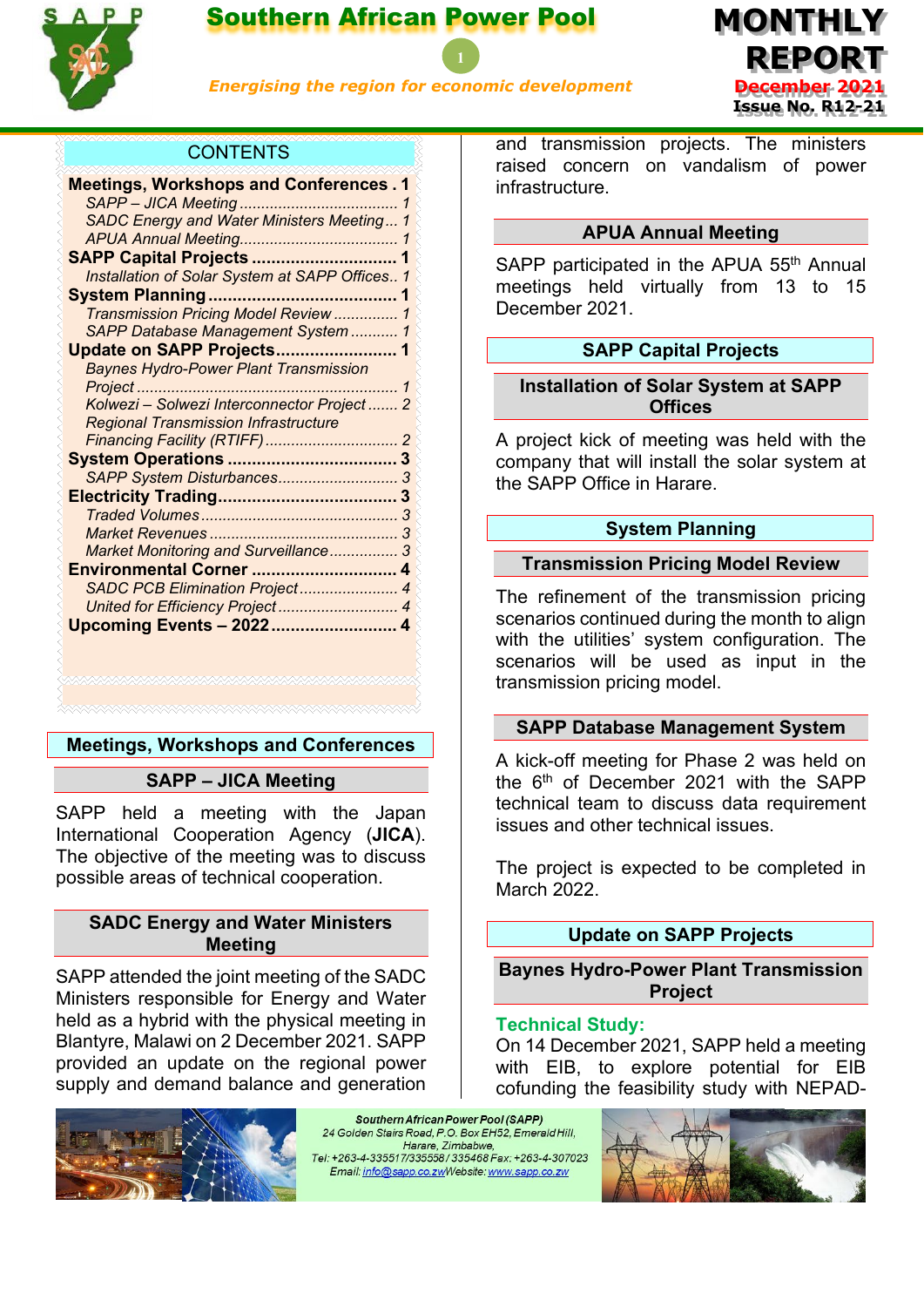# Southern African Power Pool

*Energising the region for economic development*

# MONTHLY REPORT

**December 2021**

**Issue No. R12-21**

## CONTENTS

**Meetings, Workshops and Conferences** ..... 1
- *SAPP – JICA Meeting* ..... 1
- *SADC Energy and Water Ministers Meeting* ..... 1
- *APUA Annual Meeting* ..... 1

**SAPP Capital Projects** ..... 1
- *Installation of Solar System at SAPP Offices* ..... 1

**System Planning** ..... 1
- *Transmission Pricing Model Review* ..... 1
- *SAPP Database Management System* ..... 1

**Update on SAPP Projects** ..... 1
- *Baynes Hydro-Power Plant Transmission Project* ..... 1
- *Kolwezi – Solwezi Interconnector Project* ..... 2
- *Regional Transmission Infrastructure Financing Facility (RTIFF)* ..... 2

**System Operations** ..... 3
- *SAPP System Disturbances* ..... 3

**Electricity Trading** ..... 3
- *Traded Volumes* ..... 3
- *Market Revenues* ..... 3
- *Market Monitoring and Surveillance* ..... 3

**Environmental Corner** ..... 4
- *SADC PCB Elimination Project* ..... 4
- *United for Efficiency Project* ..... 4

**Upcoming Events – 2022** ..... 4

## Meetings, Workshops and Conferences

### SAPP – JICA Meeting

SAPP held a meeting with the Japan International Cooperation Agency (**JICA**). The objective of the meeting was to discuss possible areas of technical cooperation.

### SADC Energy and Water Ministers Meeting

SAPP attended the joint meeting of the SADC Ministers responsible for Energy and Water held as a hybrid with the physical meeting in Blantyre, Malawi on 2 December 2021. SAPP provided an update on the regional power supply and demand balance and generation and transmission projects. The ministers raised concern on vandalism of power infrastructure.

### APUA Annual Meeting

SAPP participated in the APUA 55th Annual meetings held virtually from 13 to 15 December 2021.

## SAPP Capital Projects

### Installation of Solar System at SAPP Offices

A project kick of meeting was held with the company that will install the solar system at the SAPP Office in Harare.

## System Planning

### Transmission Pricing Model Review

The refinement of the transmission pricing scenarios continued during the month to align with the utilities' system configuration. The scenarios will be used as input in the transmission pricing model.

### SAPP Database Management System

A kick-off meeting for Phase 2 was held on the 6th of December 2021 with the SAPP technical team to discuss data requirement issues and other technical issues.

The project is expected to be completed in March 2022.

## Update on SAPP Projects

### Baynes Hydro-Power Plant Transmission Project

**Technical Study:**

On 14 December 2021, SAPP held a meeting with EIB, to explore potential for EIB cofunding the feasibility study with NEPAD-

**Southern African Power Pool (SAPP)**
24 Golden Stairs Road, P.O. Box EH52, Emerald Hill, Harare, Zimbabwe,
Tel: +263-4-335517/335558 / 335468 Fax: +263-4-307023
Email: info@sapp.co.zw Website: www.sapp.co.zw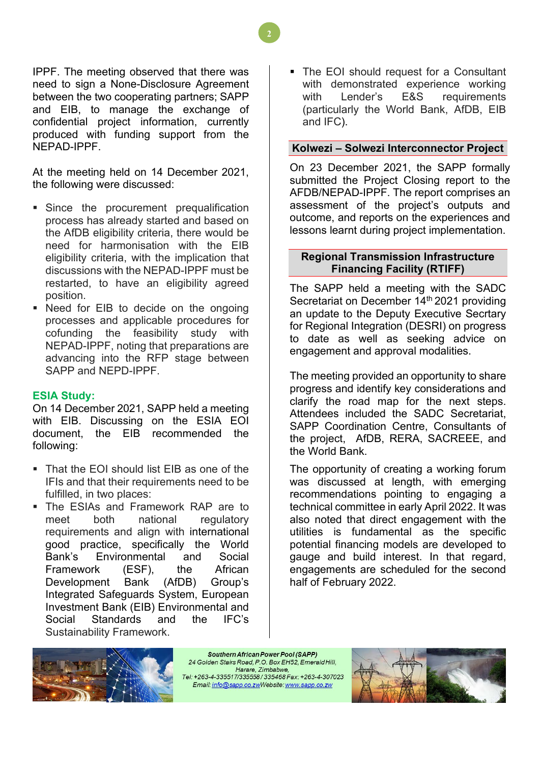IPPF. The meeting observed that there was need to sign a None-Disclosure Agreement between the two cooperating partners; SAPP and EIB, to manage the exchange of confidential project information, currently produced with funding support from the NEPAD-IPPF.

At the meeting held on 14 December 2021, the following were discussed:

- Since the procurement prequalification process has already started and based on the AfDB eligibility criteria, there would be need for harmonisation with the EIB eligibility criteria, with the implication that discussions with the NEPAD-IPPF must be restarted, to have an eligibility agreed position.
- Need for EIB to decide on the ongoing processes and applicable procedures for cofunding the feasibility study with NEPAD-IPPF, noting that preparations are advancing into the RFP stage between SAPP and NEPD-IPPF.

**ESIA Study:**

On 14 December 2021, SAPP held a meeting with EIB. Discussing on the ESIA EOI document, the EIB recommended the following:

- That the EOI should list EIB as one of the IFIs and that their requirements need to be fulfilled, in two places:
- The ESIAs and Framework RAP are to meet both national regulatory requirements and align with international good practice, specifically the World Bank's Environmental and Social Framework (ESF), the African Development Bank (AfDB) Group's Integrated Safeguards System, European Investment Bank (EIB) Environmental and Social Standards and the IFC's Sustainability Framework.
- The EOI should request for a Consultant with demonstrated experience working with Lender's E&S requirements (particularly the World Bank, AfDB, EIB and IFC).

## Kolwezi – Solwezi Interconnector Project

On 23 December 2021, the SAPP formally submitted the Project Closing report to the AFDB/NEPAD-IPPF. The report comprises an assessment of the project's outputs and outcome, and reports on the experiences and lessons learnt during project implementation.

## Regional Transmission Infrastructure Financing Facility (RTIFF)

The SAPP held a meeting with the SADC Secretariat on December 14th 2021 providing an update to the Deputy Executive Secrtary for Regional Integration (DESRI) on progress to date as well as seeking advice on engagement and approval modalities.

The meeting provided an opportunity to share progress and identify key considerations and clarify the road map for the next steps. Attendees included the SADC Secretariat, SAPP Coordination Centre, Consultants of the project, AfDB, RERA, SACREEE, and the World Bank.

The opportunity of creating a working forum was discussed at length, with emerging recommendations pointing to engaging a technical committee in early April 2022. It was also noted that direct engagement with the utilities is fundamental as the specific potential financing models are developed to gauge and build interest. In that regard, engagements are scheduled for the second half of February 2022.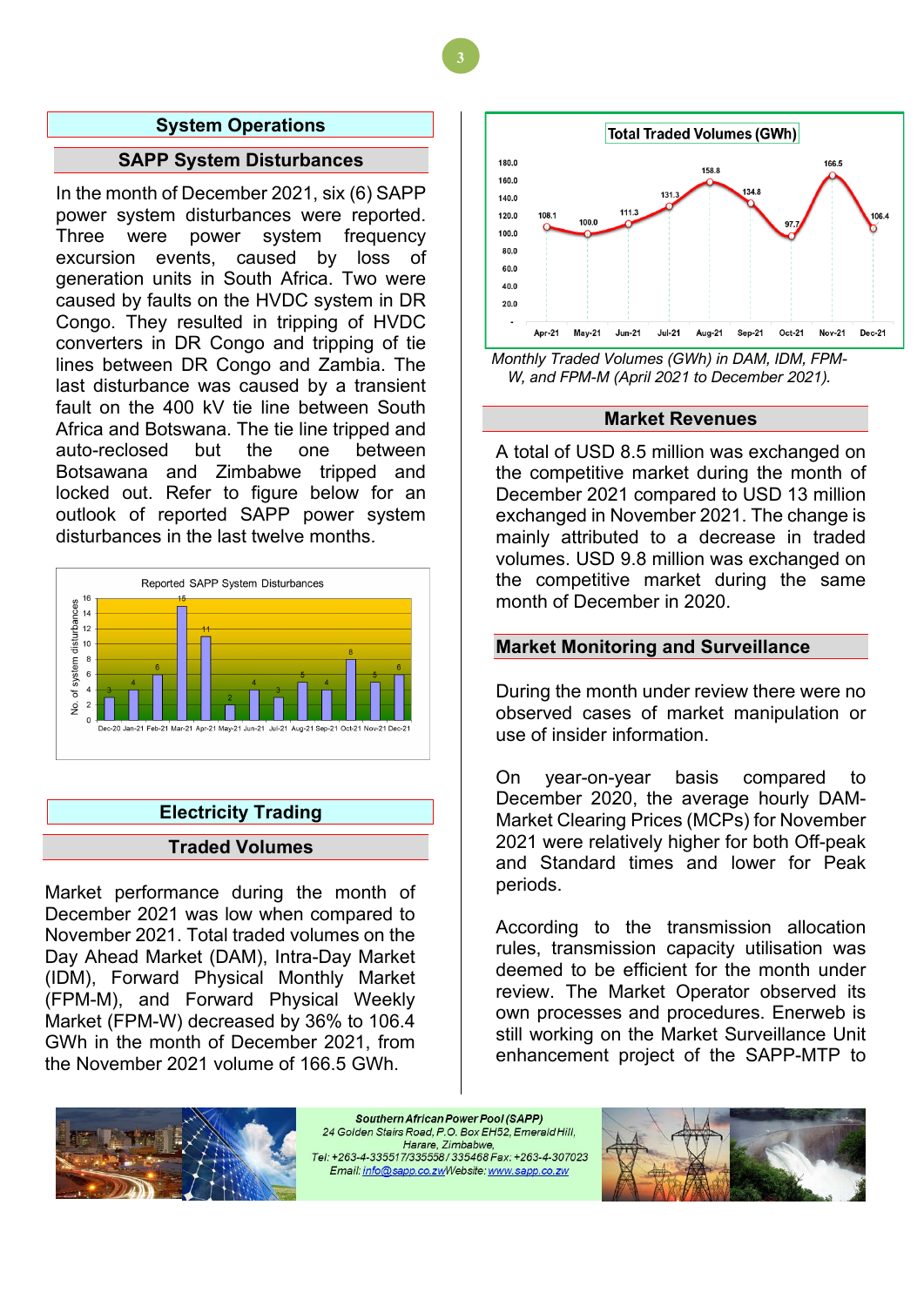## System Operations

### SAPP System Disturbances

In the month of December 2021, six (6) SAPP power system disturbances were reported. Three were power system frequency excursion events, caused by loss of generation units in South Africa. Two were caused by faults on the HVDC system in DR Congo. They resulted in tripping of HVDC converters in DR Congo and tripping of tie lines between DR Congo and Zambia. The last disturbance was caused by a transient fault on the 400 kV tie line between South Africa and Botswana. The tie line tripped and auto-reclosed but the one between Botswana and Zimbabwe tripped and locked out. Refer to figure below for an outlook of reported SAPP power system disturbances in the last twelve months.

Reported SAPP System Disturbances

| Month | No. of system disturbances |
|---|---|
| Dec-20 | 3 |
| Jan-21 | 4 |
| Feb-21 | 6 |
| Mar-21 | 15 |
| Apr-21 | 11 |
| May-21 | 2 |
| Jun-21 | 4 |
| Jul-21 | 3 |
| Aug-21 | 5 |
| Sep-21 | 4 |
| Oct-21 | 8 |
| Nov-21 | 5 |
| Dec-21 | 6 |

## Electricity Trading

### Traded Volumes

Market performance during the month of December 2021 was low when compared to November 2021. Total traded volumes on the Day Ahead Market (DAM), Intra-Day Market (IDM), Forward Physical Monthly Market (FPM-M), and Forward Physical Weekly Market (FPM-W) decreased by 36% to 106.4 GWh in the month of December 2021, from the November 2021 volume of 166.5 GWh.

Total Traded Volumes (GWh)

| Month | GWh |
|---|---|
| Apr-21 | 108.1 |
| May-21 | 100.0 |
| Jun-21 | 111.3 |
| Jul-21 | 131.3 |
| Aug-21 | 158.8 |
| Sep-21 | 134.8 |
| Oct-21 | 97.7 |
| Nov-21 | 166.5 |
| Dec-21 | 106.4 |

*Monthly Traded Volumes (GWh) in DAM, IDM, FPM-W, and FPM-M (April 2021 to December 2021).*

### Market Revenues

A total of USD 8.5 million was exchanged on the competitive market during the month of December 2021 compared to USD 13 million exchanged in November 2021. The change is mainly attributed to a decrease in traded volumes. USD 9.8 million was exchanged on the competitive market during the same month of December in 2020.

### Market Monitoring and Surveillance

During the month under review there were no observed cases of market manipulation or use of insider information.

On year-on-year basis compared to December 2020, the average hourly DAM-Market Clearing Prices (MCPs) for November 2021 were relatively higher for both Off-peak and Standard times and lower for Peak periods.

According to the transmission allocation rules, transmission capacity utilisation was deemed to be efficient for the month under review. The Market Operator observed its own processes and procedures. Enerweb is still working on the Market Surveillance Unit enhancement project of the SAPP-MTP to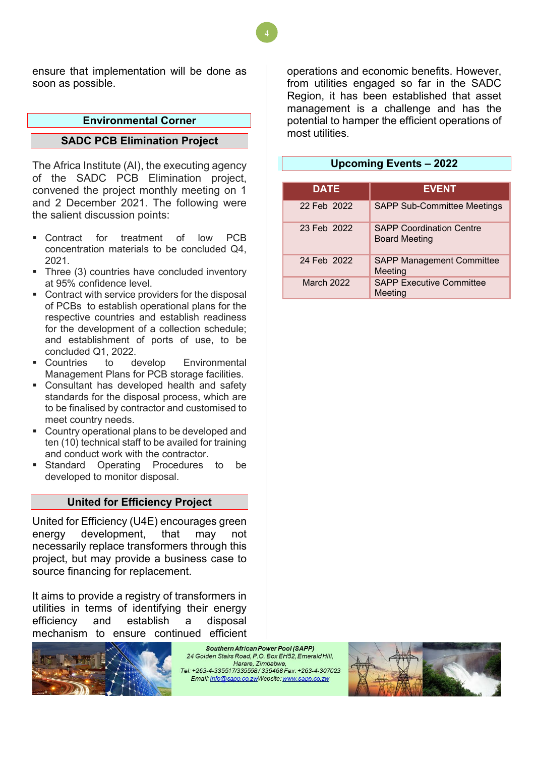ensure that implementation will be done as soon as possible.

## Environmental Corner

### SADC PCB Elimination Project

The Africa Institute (AI), the executing agency of the SADC PCB Elimination project, convened the project monthly meeting on 1 and 2 December 2021. The following were the salient discussion points:

- Contract for treatment of low PCB concentration materials to be concluded Q4, 2021.
- Three (3) countries have concluded inventory at 95% confidence level.
- Contract with service providers for the disposal of PCBs to establish operational plans for the respective countries and establish readiness for the development of a collection schedule; and establishment of ports of use, to be concluded Q1, 2022.
- Countries to develop Environmental Management Plans for PCB storage facilities.
- Consultant has developed health and safety standards for the disposal process, which are to be finalised by contractor and customised to meet country needs.
- Country operational plans to be developed and ten (10) technical staff to be availed for training and conduct work with the contractor.
- Standard Operating Procedures to be developed to monitor disposal.

### United for Efficiency Project

United for Efficiency (U4E) encourages green energy development, that may not necessarily replace transformers through this project, but may provide a business case to source financing for replacement.

It aims to provide a registry of transformers in utilities in terms of identifying their energy efficiency and establish a disposal mechanism to ensure continued efficient operations and economic benefits. However, from utilities engaged so far in the SADC Region, it has been established that asset management is a challenge and has the potential to hamper the efficient operations of most utilities.

## Upcoming Events – 2022

| DATE | EVENT |
|---|---|
| 22 Feb 2022 | SAPP Sub-Committee Meetings |
| 23 Feb 2022 | SAPP Coordination Centre Board Meeting |
| 24 Feb 2022 | SAPP Management Committee Meeting |
| March 2022 | SAPP Executive Committee Meeting |

***Southern African Power Pool (SAPP)***
*24 Golden Stairs Road, P.O. Box EH52, Emerald Hill, Harare, Zimbabwe,*
*Tel: +263-4-335517/335558 / 335468 Fax: +263-4-307023*
*Email: info@sapp.co.zw Website: www.sapp.co.zw*